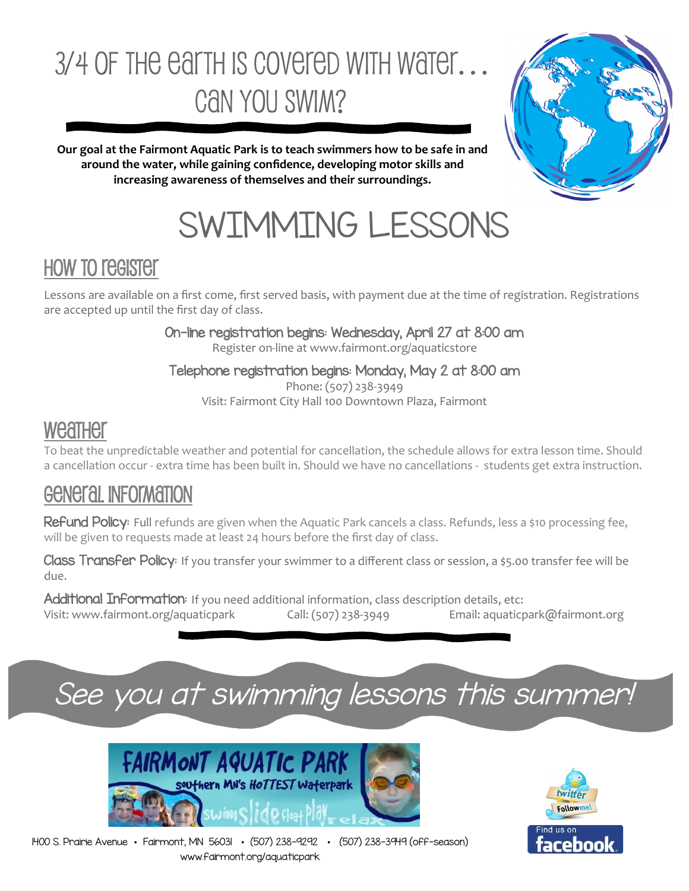# 3/4 of the earth is covered with water… Can you swim?

**Our goal at the Fairmont Aquatic Park is to teach swimmers how to be safe in and around the water, while gaining confidence, developing motor skills and increasing awareness of themselves and their surroundings.**

# SWIMMING LESSONS

## How to register

Lessons are available on a first come, first served basis, with payment due at the time of registration. Registrations are accepted up until the first day of class.

**On-line registration begins: Wednesday, April 27 at 8:00 am**
Register on-line at www.fairmont.org/aquaticstore

**Telephone registration begins: Monday, May 2 at 8:00 am**
Phone: (507) 238-3949
Visit: Fairmont City Hall 100 Downtown Plaza, Fairmont

## Weather

To beat the unpredictable weather and potential for cancellation, the schedule allows for extra lesson time. Should a cancellation occur - extra time has been built in. Should we have no cancellations - students get extra instruction.

## General Information

**Refund Policy:** Full refunds are given when the Aquatic Park cancels a class. Refunds, less a $10 processing fee, will be given to requests made at least 24 hours before the first day of class.

**Class Transfer Policy:** If you transfer your swimmer to a different class or session, a $5.00 transfer fee will be due.

**Additional Information:** If you need additional information, class description details, etc:
Visit: www.fairmont.org/aquaticpark Call: (507) 238-3949 Email: aquaticpark@fairmont.org

*See you at swimming lessons this summer!*

FAIRMONT AQUATIC PARK
Southern MN's HOTTEST Waterpark
swim slide float play relax

twitter Follow me!

Find us on facebook

1400 S. Prairie Avenue • Fairmont, MN 56031 • (507) 238-9292 • (507) 238-3949 (off-season)
www.fairmont.org/aquaticpark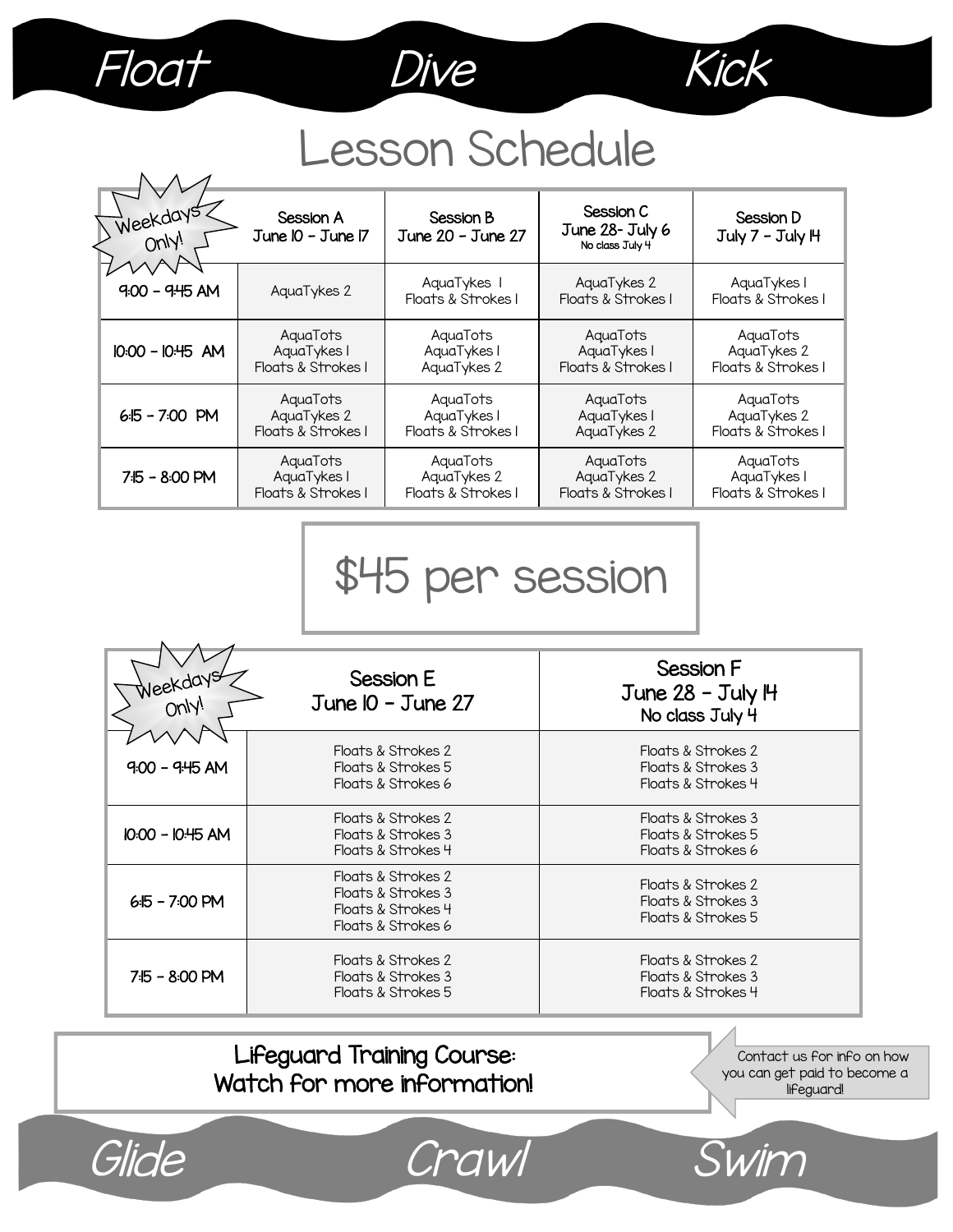Float Dive Kick

# Lesson Schedule

| Weekdays Only! | Session A<br>June 10 – June 17 | Session B<br>June 20 – June 27 | Session C<br>June 28- July 6<br>No class July 4 | Session D<br>July 7 – July 14 |
|---|---|---|---|---|
| 9:00 – 9:45 AM | AquaTykes 2 | AquaTykes 1<br>Floats & Strokes 1 | AquaTykes 2<br>Floats & Strokes 1 | AquaTykes 1<br>Floats & Strokes 1 |
| 10:00 – 10:45 AM | AquaTots<br>AquaTykes 1<br>Floats & Strokes 1 | AquaTots<br>AquaTykes 1<br>AquaTykes 2 | AquaTots<br>AquaTykes 1<br>Floats & Strokes 1 | AquaTots<br>AquaTykes 2<br>Floats & Strokes 1 |
| 6:15 – 7:00 PM | AquaTots<br>AquaTykes 2<br>Floats & Strokes 1 | AquaTots<br>AquaTykes 1<br>Floats & Strokes 1 | AquaTots<br>AquaTykes 1<br>AquaTykes 2 | AquaTots<br>AquaTykes 2<br>Floats & Strokes 1 |
| 7:15 – 8:00 PM | AquaTots<br>AquaTykes 1<br>Floats & Strokes 1 | AquaTots<br>AquaTykes 2<br>Floats & Strokes 1 | AquaTots<br>AquaTykes 2<br>Floats & Strokes 1 | AquaTots<br>AquaTykes 1<br>Floats & Strokes 1 |

## $45 per session

| Weekdays Only! | Session E<br>June 10 – June 27 | Session F<br>June 28 – July 14<br>No class July 4 |
|---|---|---|
| 9:00 – 9:45 AM | Floats & Strokes 2<br>Floats & Strokes 5<br>Floats & Strokes 6 | Floats & Strokes 2<br>Floats & Strokes 3<br>Floats & Strokes 4 |
| 10:00 – 10:45 AM | Floats & Strokes 2<br>Floats & Strokes 3<br>Floats & Strokes 4 | Floats & Strokes 3<br>Floats & Strokes 5<br>Floats & Strokes 6 |
| 6:15 – 7:00 PM | Floats & Strokes 2<br>Floats & Strokes 3<br>Floats & Strokes 4<br>Floats & Strokes 6 | Floats & Strokes 2<br>Floats & Strokes 3<br>Floats & Strokes 5 |
| 7:15 – 8:00 PM | Floats & Strokes 2<br>Floats & Strokes 3<br>Floats & Strokes 5 | Floats & Strokes 2<br>Floats & Strokes 3<br>Floats & Strokes 4 |

**Lifeguard Training Course:**
**Watch for more information!**

Contact us for info on how you can get paid to become a lifeguard!

Glide Crawl Swim